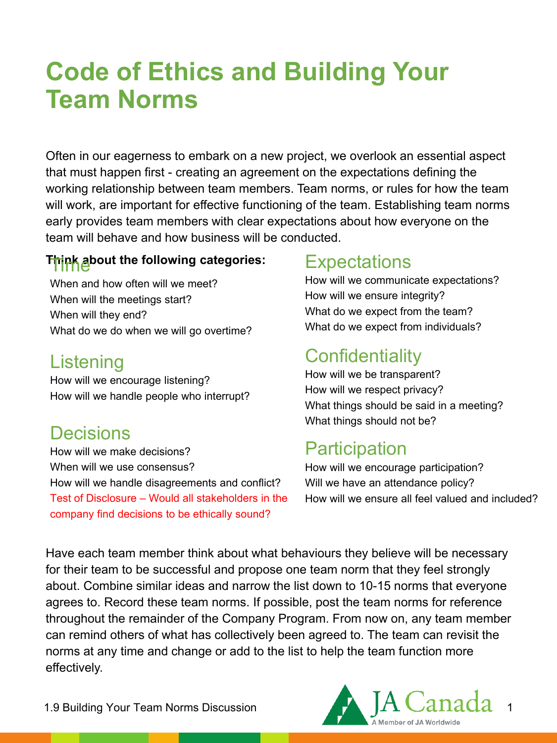# Code of Ethics and Building Your Team Norms

Often in our eagerness to embark on a new project, we overlook an essential aspect that must happen first - creating an agreement on the expectations defining the working relationship between team members. Team norms, or rules for how the team will work, are important for effective functioning of the team. Establishing team norms early provides team members with clear expectations about how everyone on the team will behave and how business will be conducted.

**Think about the following categories:**

## Time

When and how often will we meet?
When will the meetings start?
When will they end?
What do we do when we will go overtime?

## Listening

How will we encourage listening?
How will we handle people who interrupt?

## Decisions

How will we make decisions?
When will we use consensus?
How will we handle disagreements and conflict?
Test of Disclosure – Would all stakeholders in the company find decisions to be ethically sound?

## Expectations

How will we communicate expectations?
How will we ensure integrity?
What do we expect from the team?
What do we expect from individuals?

## Confidentiality

How will we be transparent?
How will we respect privacy?
What things should be said in a meeting?
What things should not be?

## Participation

How will we encourage participation?
Will we have an attendance policy?
How will we ensure all feel valued and included?

Have each team member think about what behaviours they believe will be necessary for their team to be successful and propose one team norm that they feel strongly about. Combine similar ideas and narrow the list down to 10-15 norms that everyone agrees to. Record these team norms. If possible, post the team norms for reference throughout the remainder of the Company Program. From now on, any team member can remind others of what has collectively been agreed to. The team can revisit the norms at any time and change or add to the list to help the team function more effectively.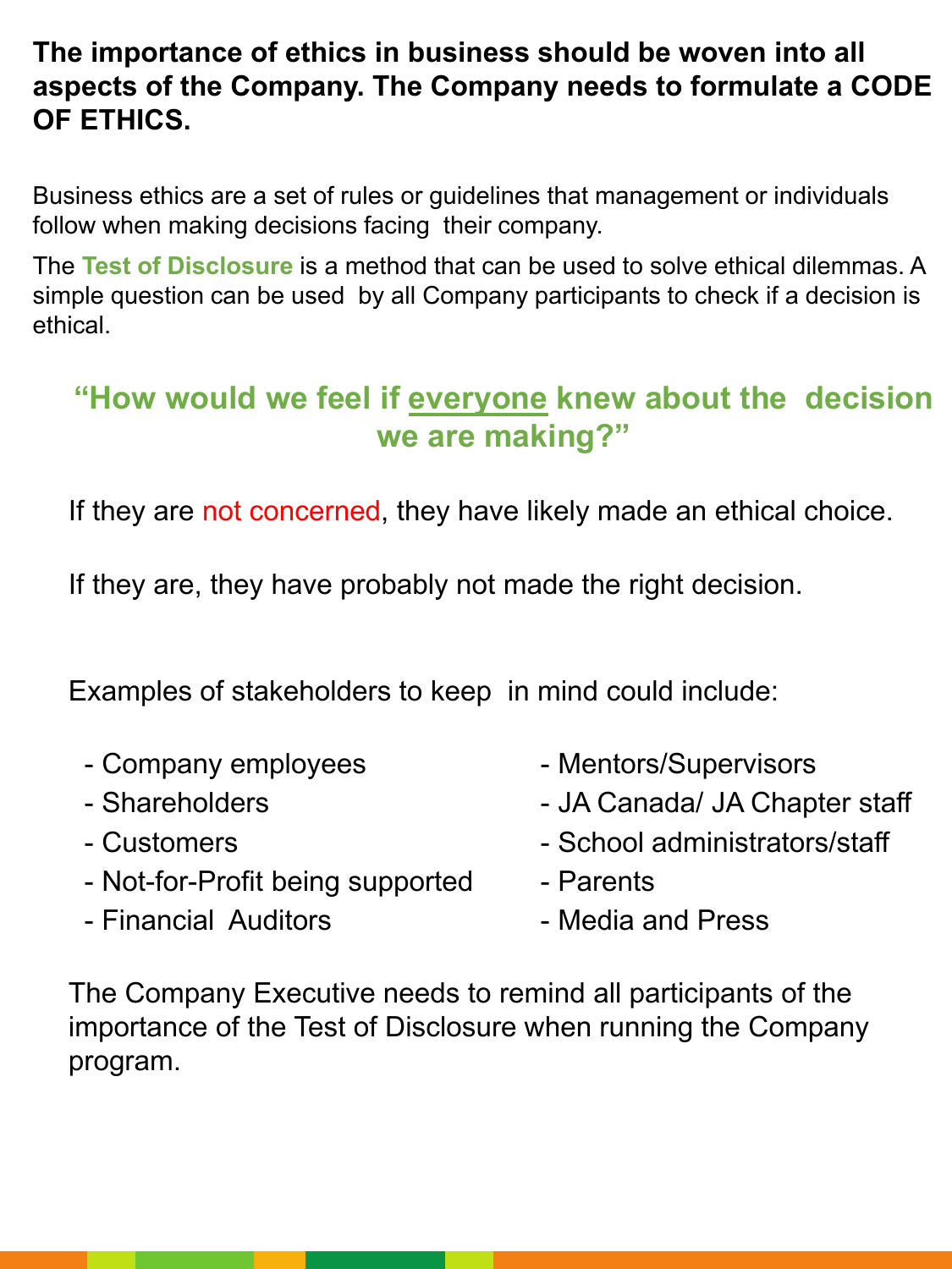**The importance of ethics in business should be woven into all aspects of the Company. The Company needs to formulate a CODE OF ETHICS.**

Business ethics are a set of rules or guidelines that management or individuals follow when making decisions facing their company.

The **Test of Disclosure** is a method that can be used to solve ethical dilemmas. A simple question can be used by all Company participants to check if a decision is ethical.

**"How would we feel if everyone knew about the decision we are making?"**

If they are not concerned, they have likely made an ethical choice.

If they are, they have probably not made the right decision.

Examples of stakeholders to keep in mind could include:

- Company employees
- Shareholders
- Customers
- Not-for-Profit being supported
- Financial Auditors
- Mentors/Supervisors
- JA Canada/ JA Chapter staff
- School administrators/staff
- Parents
- Media and Press

The Company Executive needs to remind all participants of the importance of the Test of Disclosure when running the Company program.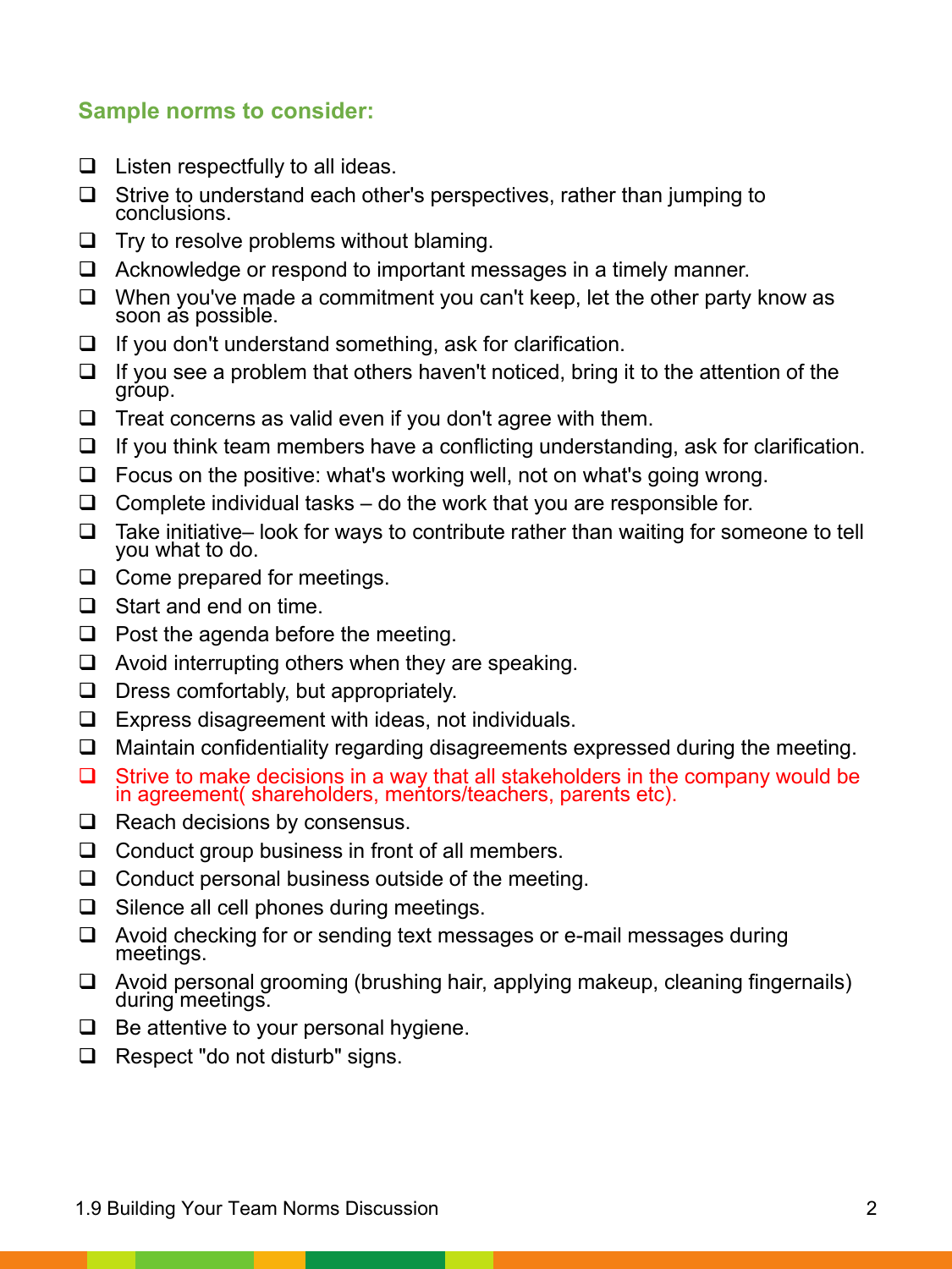### Sample norms to consider:

- ❑ Listen respectfully to all ideas.
- ❑ Strive to understand each other's perspectives, rather than jumping to conclusions.
- ❑ Try to resolve problems without blaming.
- ❑ Acknowledge or respond to important messages in a timely manner.
- ❑ When you've made a commitment you can't keep, let the other party know as soon as possible.
- ❑ If you don't understand something, ask for clarification.
- ❑ If you see a problem that others haven't noticed, bring it to the attention of the group.
- ❑ Treat concerns as valid even if you don't agree with them.
- ❑ If you think team members have a conflicting understanding, ask for clarification.
- ❑ Focus on the positive: what's working well, not on what's going wrong.
- ❑ Complete individual tasks – do the work that you are responsible for.
- ❑ Take initiative– look for ways to contribute rather than waiting for someone to tell you what to do.
- ❑ Come prepared for meetings.
- ❑ Start and end on time.
- ❑ Post the agenda before the meeting.
- ❑ Avoid interrupting others when they are speaking.
- ❑ Dress comfortably, but appropriately.
- ❑ Express disagreement with ideas, not individuals.
- ❑ Maintain confidentiality regarding disagreements expressed during the meeting.
- ❑ Strive to make decisions in a way that all stakeholders in the company would be in agreement( shareholders, mentors/teachers, parents etc).
- ❑ Reach decisions by consensus.
- ❑ Conduct group business in front of all members.
- ❑ Conduct personal business outside of the meeting.
- ❑ Silence all cell phones during meetings.
- ❑ Avoid checking for or sending text messages or e-mail messages during meetings.
- ❑ Avoid personal grooming (brushing hair, applying makeup, cleaning fingernails) during meetings.
- ❑ Be attentive to your personal hygiene.
- ❑ Respect "do not disturb" signs.